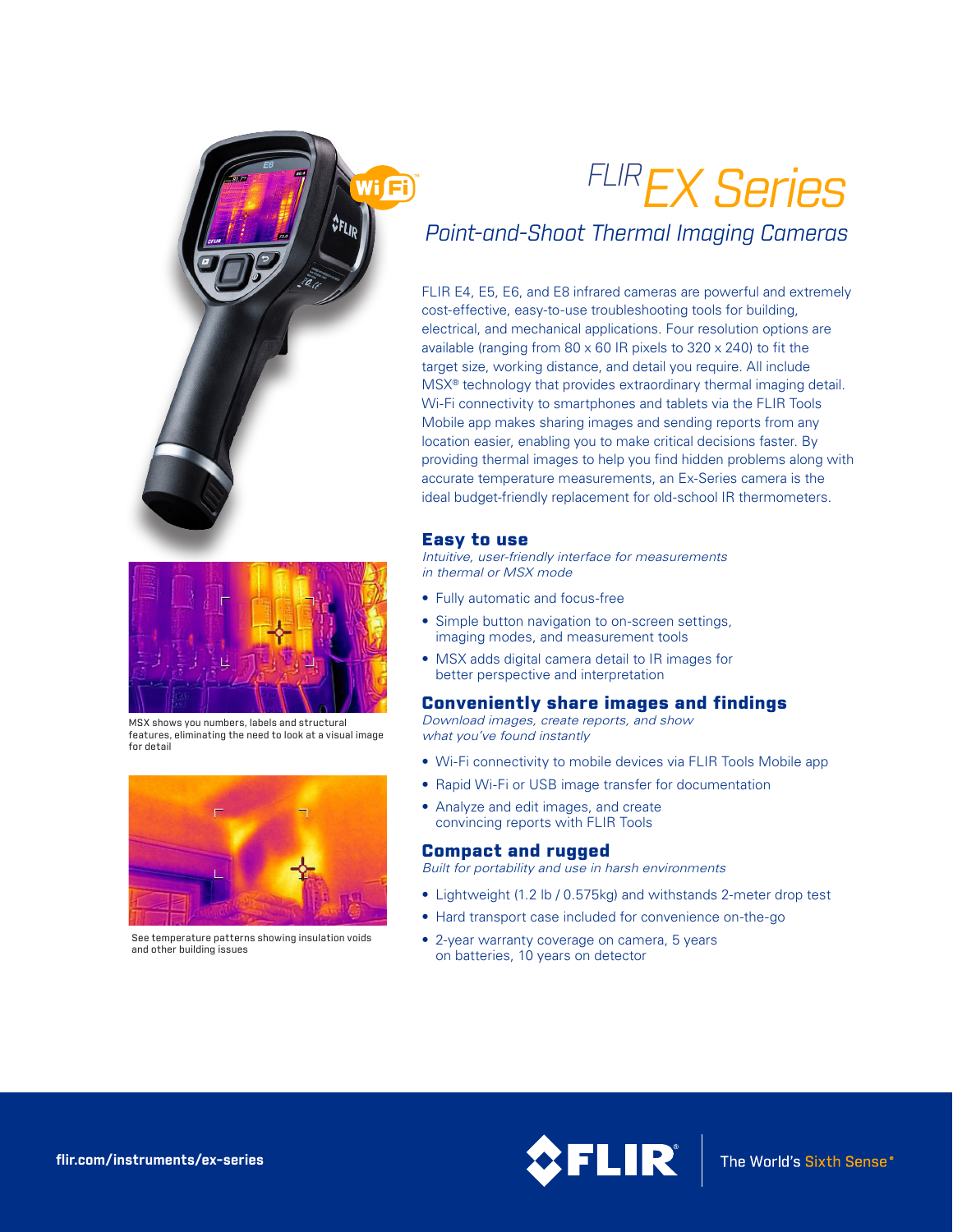# FLIR EX Series

## Point-and-Shoot Thermal Imaging Cameras

FLIR E4, E5, E6, and E8 infrared cameras are powerful and extremely cost-effective, easy-to-use troubleshooting tools for building, electrical, and mechanical applications. Four resolution options are available (ranging from 80 x 60 IR pixels to 320 x 240) to fit the target size, working distance, and detail you require. All include MSX® technology that provides extraordinary thermal imaging detail. Wi-Fi connectivity to smartphones and tablets via the FLIR Tools Mobile app makes sharing images and sending reports from any location easier, enabling you to make critical decisions faster. By providing thermal images to help you find hidden problems along with accurate temperature measurements, an Ex-Series camera is the ideal budget-friendly replacement for old-school IR thermometers.

MSX shows you numbers, labels and structural features, eliminating the need to look at a visual image for detail

See temperature patterns showing insulation voids and other building issues

### Easy to use

*Intuitive, user-friendly interface for measurements in thermal or MSX mode*

- Fully automatic and focus-free
- Simple button navigation to on-screen settings, imaging modes, and measurement tools
- MSX adds digital camera detail to IR images for better perspective and interpretation

### Conveniently share images and findings

*Download images, create reports, and show what you've found instantly*

- Wi-Fi connectivity to mobile devices via FLIR Tools Mobile app
- Rapid Wi-Fi or USB image transfer for documentation
- Analyze and edit images, and create convincing reports with FLIR Tools

### Compact and rugged

*Built for portability and use in harsh environments*

- Lightweight (1.2 lb / 0.575kg) and withstands 2-meter drop test
- Hard transport case included for convenience on-the-go
- 2-year warranty coverage on camera, 5 years on batteries, 10 years on detector

flir.com/instruments/ex-series

FLIR® The World's Sixth Sense®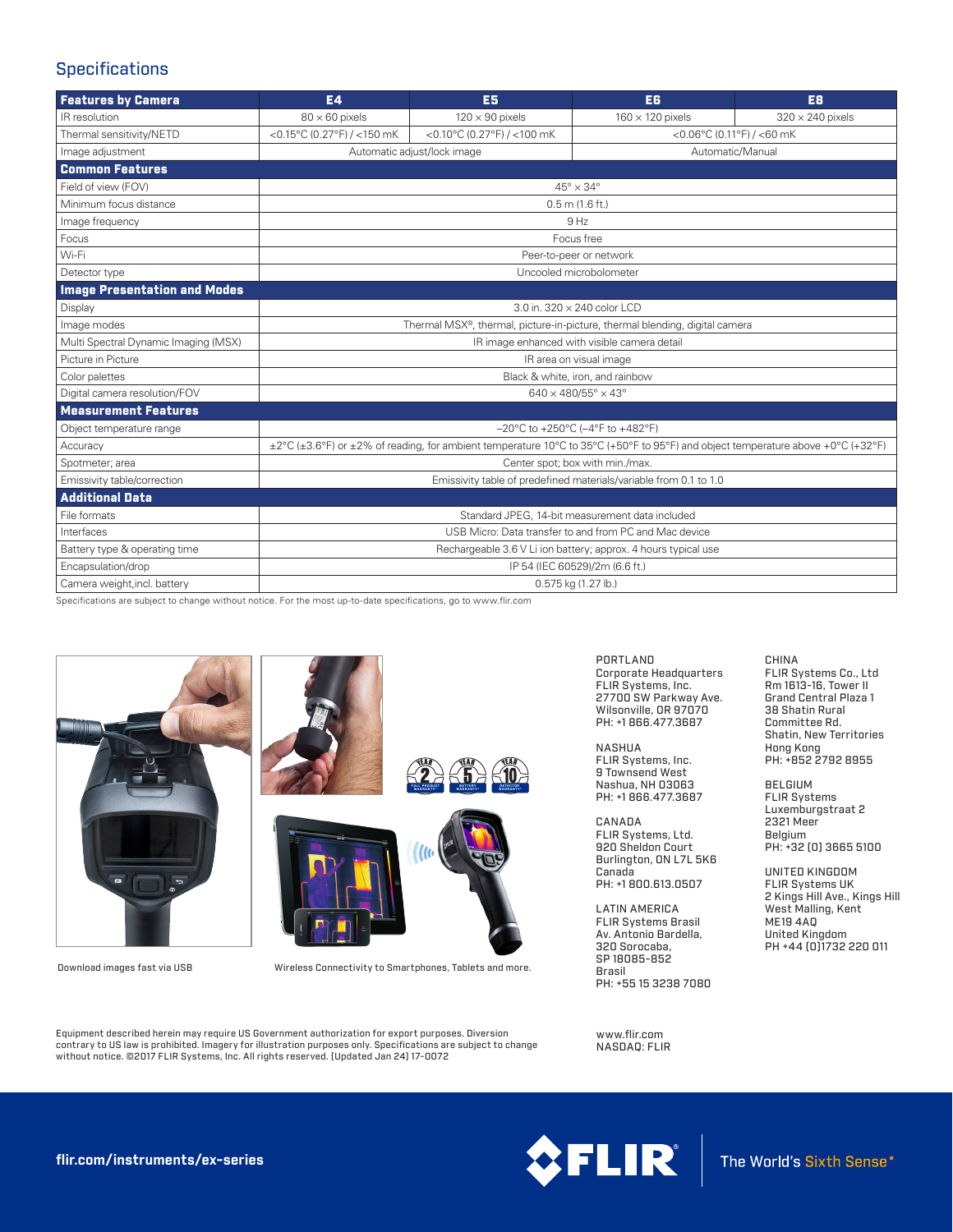## Specifications

| Features by Camera | E4 | E5 | E6 | E8 |
|---|---|---|---|---|
| IR resolution | 80 × 60 pixels | 120 × 90 pixels | 160 × 120 pixels | 320 × 240 pixels |
| Thermal sensitivity/NETD | <0.15°C (0.27°F) / <150 mK | <0.10°C (0.27°F) / <100 mK | <0.06°C (0.11°F) / <60 mK | |
| Image adjustment | Automatic adjust/lock image | | Automatic/Manual | |
| **Common Features** | | | | |
| Field of view (FOV) | 45° × 34° | | | |
| Minimum focus distance | 0.5 m (1.6 ft.) | | | |
| Image frequency | 9 Hz | | | |
| Focus | Focus free | | | |
| Wi-Fi | Peer-to-peer or network | | | |
| Detector type | Uncooled microbolometer | | | |
| **Image Presentation and Modes** | | | | |
| Display | 3.0 in. 320 × 240 color LCD | | | |
| Image modes | Thermal MSX®, thermal, picture-in-picture, thermal blending, digital camera | | | |
| Multi Spectral Dynamic Imaging (MSX) | IR image enhanced with visible camera detail | | | |
| Picture in Picture | IR area on visual image | | | |
| Color palettes | Black & white, iron, and rainbow | | | |
| Digital camera resolution/FOV | 640 × 480/55° × 43° | | | |
| **Measurement Features** | | | | |
| Object temperature range | –20°C to +250°C (–4°F to +482°F) | | | |
| Accuracy | ±2°C (±3.6°F) or ±2% of reading, for ambient temperature 10°C to 35°C (+50°F to 95°F) and object temperature above +0°C (+32°F) | | | |
| Spotmeter; area | Center spot; box with min./max. | | | |
| Emissivity table/correction | Emissivity table of predefined materials/variable from 0.1 to 1.0 | | | |
| **Additional Data** | | | | |
| File formats | Standard JPEG, 14-bit measurement data included | | | |
| Interfaces | USB Micro: Data transfer to and from PC and Mac device | | | |
| Battery type & operating time | Rechargeable 3.6 V Li ion battery; approx. 4 hours typical use | | | |
| Encapsulation/drop | IP 54 (IEC 60529)/2m (6.6 ft.) | | | |
| Camera weight,incl. battery | 0.575 kg (1.27 lb.) | | | |

Specifications are subject to change without notice. For the most up-to-date specifications, go to www.flir.com

Download images fast via USB

Wireless Connectivity to Smartphones, Tablets and more.

PORTLAND
Corporate Headquarters
FLIR Systems, Inc.
27700 SW Parkway Ave.
Wilsonville, OR 97070
PH: +1 866.477.3687

NASHUA
FLIR Systems, Inc.
9 Townsend West
Nashua, NH 03063
PH: +1 866.477.3687

CANADA
FLIR Systems, Ltd.
920 Sheldon Court
Burlington, ON L7L 5K6
Canada
PH: +1 800.613.0507

LATIN AMERICA
FLIR Systems Brasil
Av. Antonio Bardella,
320 Sorocaba,
SP 18085-852
Brasil
PH: +55 15 3238 7080

CHINA
FLIR Systems Co., Ltd
Rm 1613-16, Tower II
Grand Central Plaza 1
38 Shatin Rural
Committee Rd.
Shatin, New Territories
Hong Kong
PH: +852 2792 8955

BELGIUM
FLIR Systems
Luxemburgstraat 2
2321 Meer
Belgium
PH: +32 (0) 3665 5100

UNITED KINGDOM
FLIR Systems UK
2 Kings Hill Ave., Kings Hill
West Malling, Kent
ME19 4AQ
United Kingdom
PH +44 (0)1732 220 011

Equipment described herein may require US Government authorization for export purposes. Diversion contrary to US law is prohibited. Imagery for illustration purposes only. Specifications are subject to change without notice. ©2017 FLIR Systems, Inc. All rights reserved. (Updated Jan 24) 17-0072

www.flir.com
NASDAQ: FLIR

flir.com/instruments/ex-series

FLIR® The World's Sixth Sense®